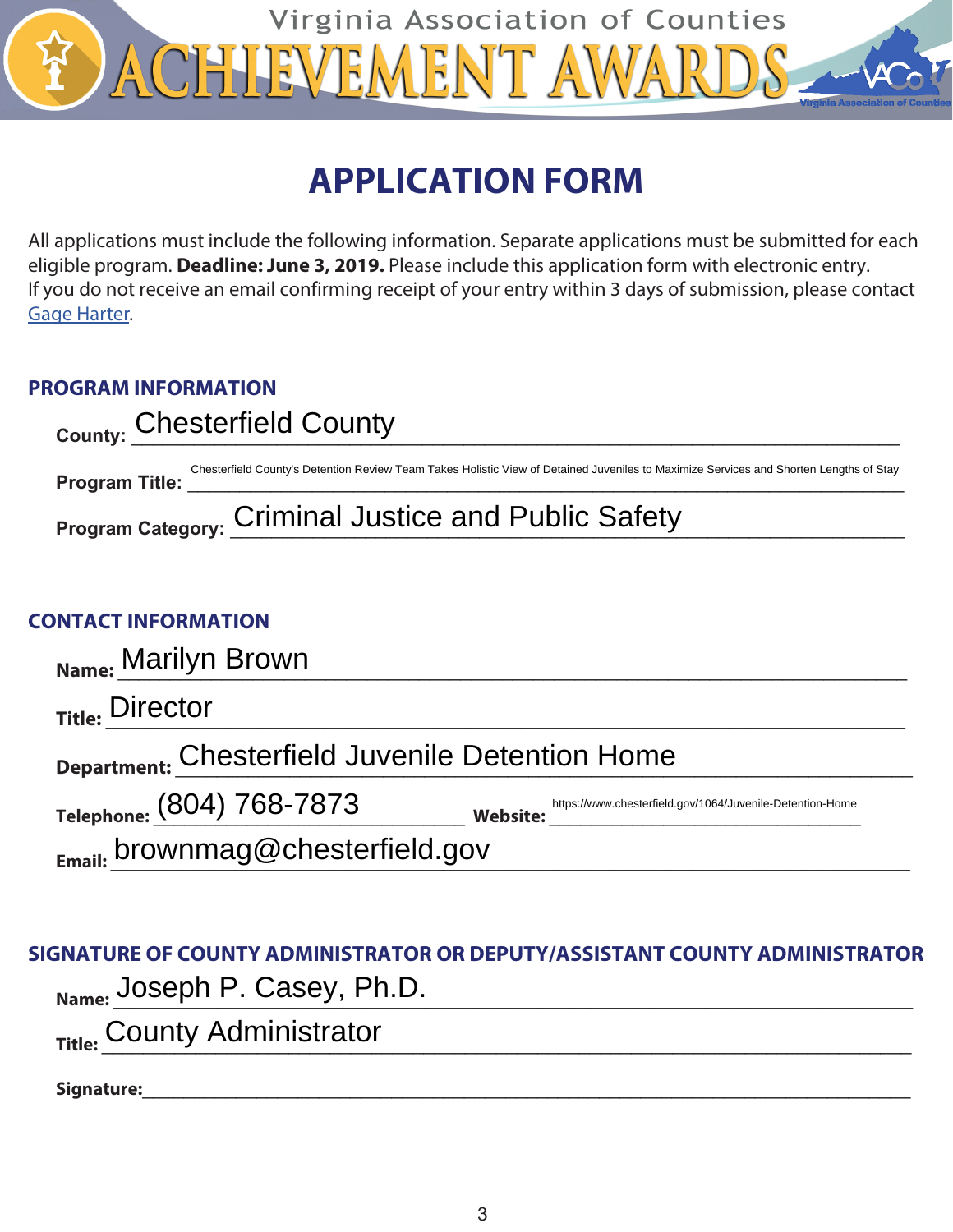Virginia Association of Counties

# ACHIEVEMENT AWARDS

## APPLICATION FORM

All applications must include the following information. Separate applications must be submitted for each eligible program. **Deadline: June 3, 2019.** Please include this application form with electronic entry. If you do not receive an email confirming receipt of your entry within 3 days of submission, please contact Gage Harter.

### PROGRAM INFORMATION

**County:** Chesterfield County

**Program Title:** Chesterfield County's Detention Review Team Takes Holistic View of Detained Juveniles to Maximize Services and Shorten Lengths of Stay

**Program Category:** Criminal Justice and Public Safety

### CONTACT INFORMATION

**Name:** Marilyn Brown

**Title:** Director

**Department:** Chesterfield Juvenile Detention Home

**Telephone:** (804) 768-7873 **Website:** https://www.chesterfield.gov/1064/Juvenile-Detention-Home

**Email:** brownmag@chesterfield.gov

### SIGNATURE OF COUNTY ADMINISTRATOR OR DEPUTY/ASSISTANT COUNTY ADMINISTRATOR

**Name:** Joseph P. Casey, Ph.D.

**Title:** County Administrator

**Signature:**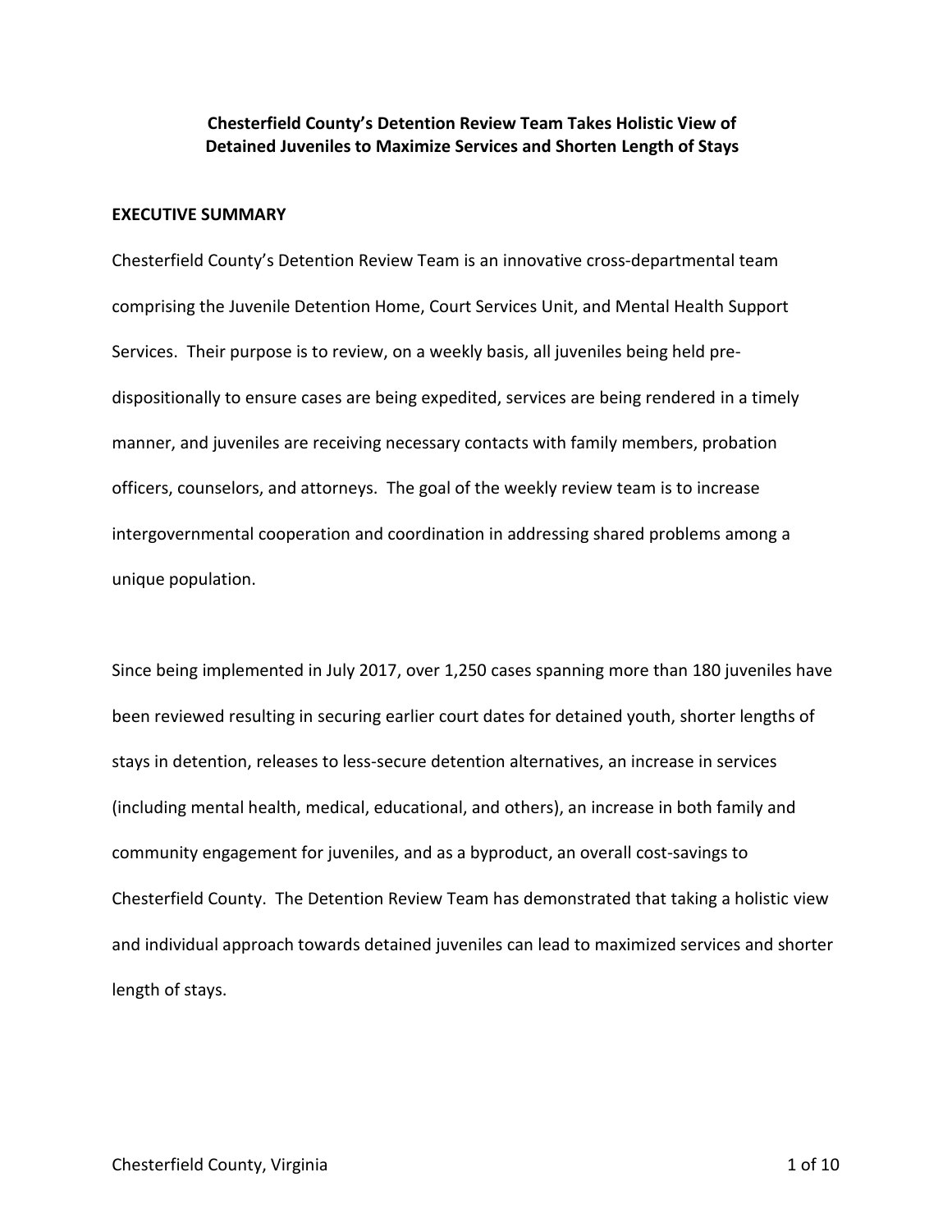# Chesterfield County's Detention Review Team Takes Holistic View of Detained Juveniles to Maximize Services and Shorten Length of Stays

## EXECUTIVE SUMMARY

Chesterfield County's Detention Review Team is an innovative cross-departmental team comprising the Juvenile Detention Home, Court Services Unit, and Mental Health Support Services. Their purpose is to review, on a weekly basis, all juveniles being held pre-dispositionally to ensure cases are being expedited, services are being rendered in a timely manner, and juveniles are receiving necessary contacts with family members, probation officers, counselors, and attorneys. The goal of the weekly review team is to increase intergovernmental cooperation and coordination in addressing shared problems among a unique population.

Since being implemented in July 2017, over 1,250 cases spanning more than 180 juveniles have been reviewed resulting in securing earlier court dates for detained youth, shorter lengths of stays in detention, releases to less-secure detention alternatives, an increase in services (including mental health, medical, educational, and others), an increase in both family and community engagement for juveniles, and as a byproduct, an overall cost-savings to Chesterfield County. The Detention Review Team has demonstrated that taking a holistic view and individual approach towards detained juveniles can lead to maximized services and shorter length of stays.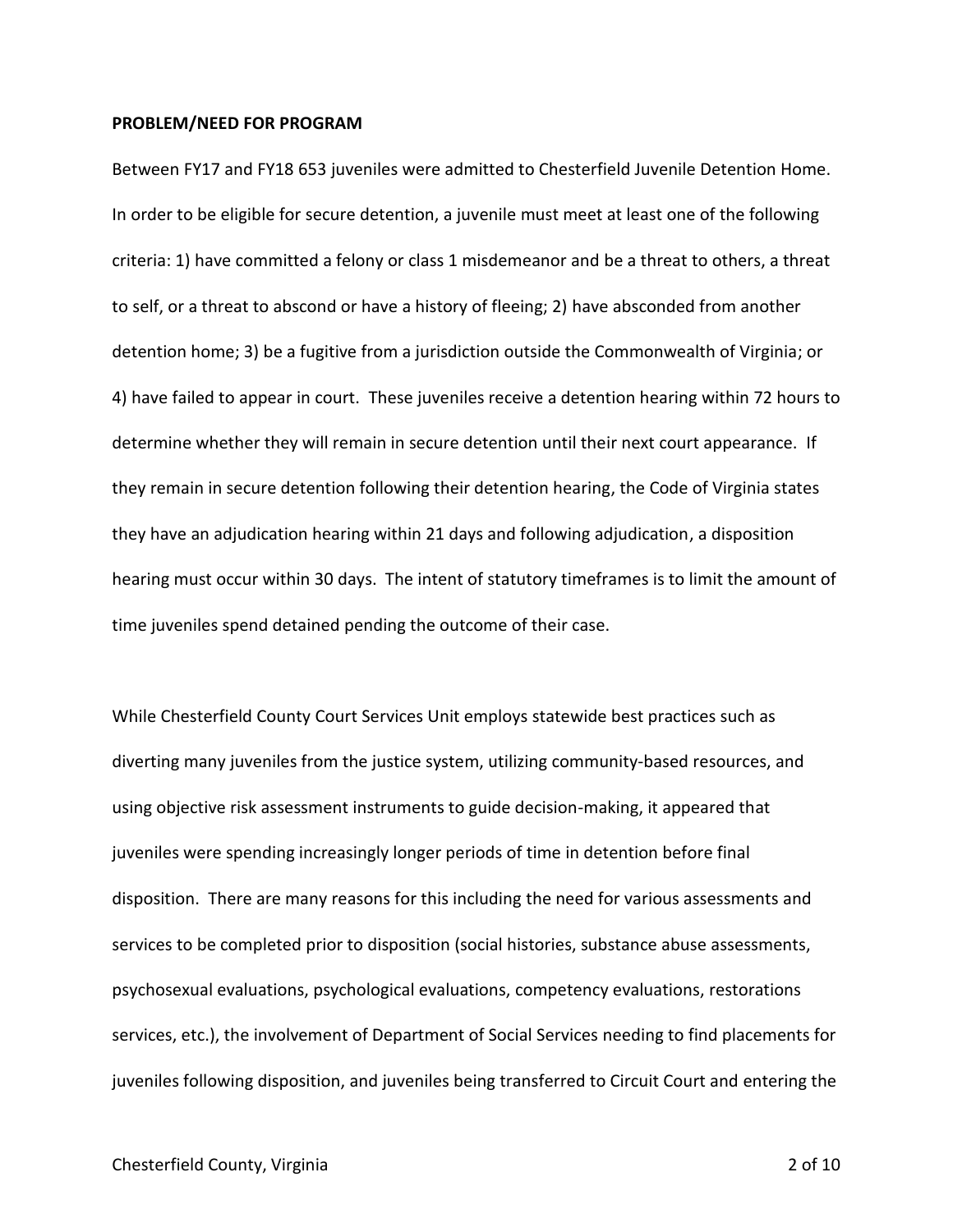**PROBLEM/NEED FOR PROGRAM**

Between FY17 and FY18 653 juveniles were admitted to Chesterfield Juvenile Detention Home. In order to be eligible for secure detention, a juvenile must meet at least one of the following criteria: 1) have committed a felony or class 1 misdemeanor and be a threat to others, a threat to self, or a threat to abscond or have a history of fleeing; 2) have absconded from another detention home; 3) be a fugitive from a jurisdiction outside the Commonwealth of Virginia; or 4) have failed to appear in court. These juveniles receive a detention hearing within 72 hours to determine whether they will remain in secure detention until their next court appearance. If they remain in secure detention following their detention hearing, the Code of Virginia states they have an adjudication hearing within 21 days and following adjudication, a disposition hearing must occur within 30 days. The intent of statutory timeframes is to limit the amount of time juveniles spend detained pending the outcome of their case.

While Chesterfield County Court Services Unit employs statewide best practices such as diverting many juveniles from the justice system, utilizing community-based resources, and using objective risk assessment instruments to guide decision-making, it appeared that juveniles were spending increasingly longer periods of time in detention before final disposition. There are many reasons for this including the need for various assessments and services to be completed prior to disposition (social histories, substance abuse assessments, psychosexual evaluations, psychological evaluations, competency evaluations, restorations services, etc.), the involvement of Department of Social Services needing to find placements for juveniles following disposition, and juveniles being transferred to Circuit Court and entering the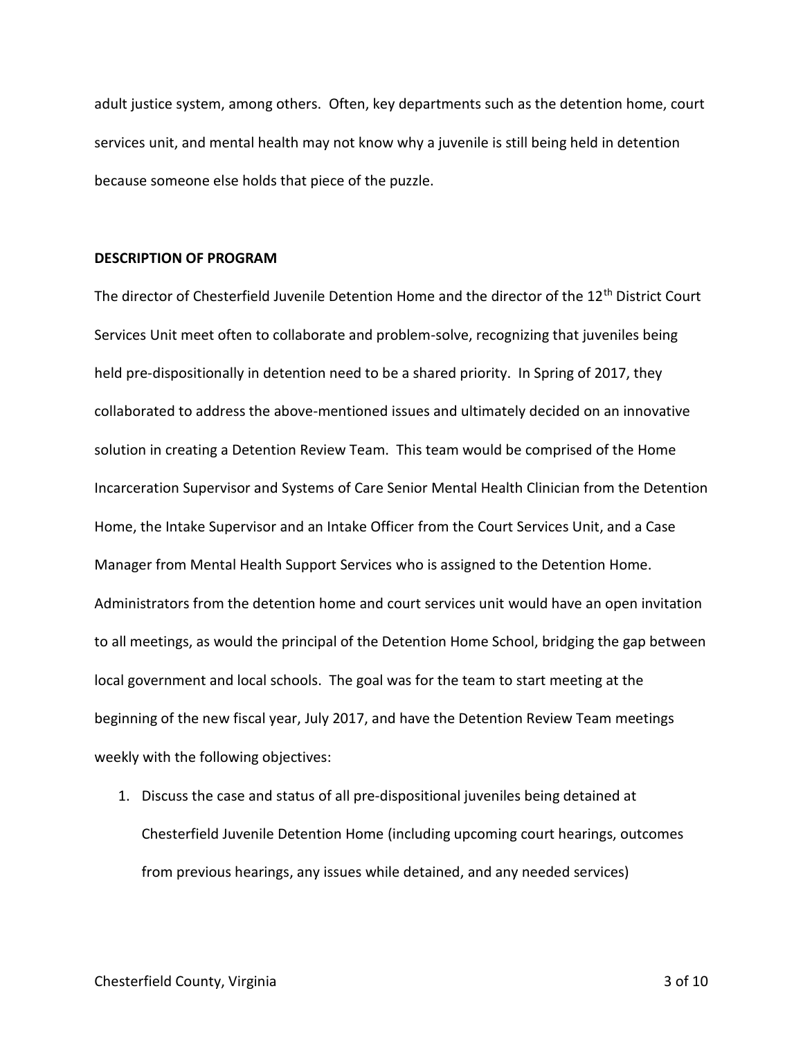adult justice system, among others. Often, key departments such as the detention home, court services unit, and mental health may not know why a juvenile is still being held in detention because someone else holds that piece of the puzzle.

**DESCRIPTION OF PROGRAM**

The director of Chesterfield Juvenile Detention Home and the director of the 12th District Court Services Unit meet often to collaborate and problem-solve, recognizing that juveniles being held pre-dispositionally in detention need to be a shared priority. In Spring of 2017, they collaborated to address the above-mentioned issues and ultimately decided on an innovative solution in creating a Detention Review Team. This team would be comprised of the Home Incarceration Supervisor and Systems of Care Senior Mental Health Clinician from the Detention Home, the Intake Supervisor and an Intake Officer from the Court Services Unit, and a Case Manager from Mental Health Support Services who is assigned to the Detention Home. Administrators from the detention home and court services unit would have an open invitation to all meetings, as would the principal of the Detention Home School, bridging the gap between local government and local schools. The goal was for the team to start meeting at the beginning of the new fiscal year, July 2017, and have the Detention Review Team meetings weekly with the following objectives:

1. Discuss the case and status of all pre-dispositional juveniles being detained at Chesterfield Juvenile Detention Home (including upcoming court hearings, outcomes from previous hearings, any issues while detained, and any needed services)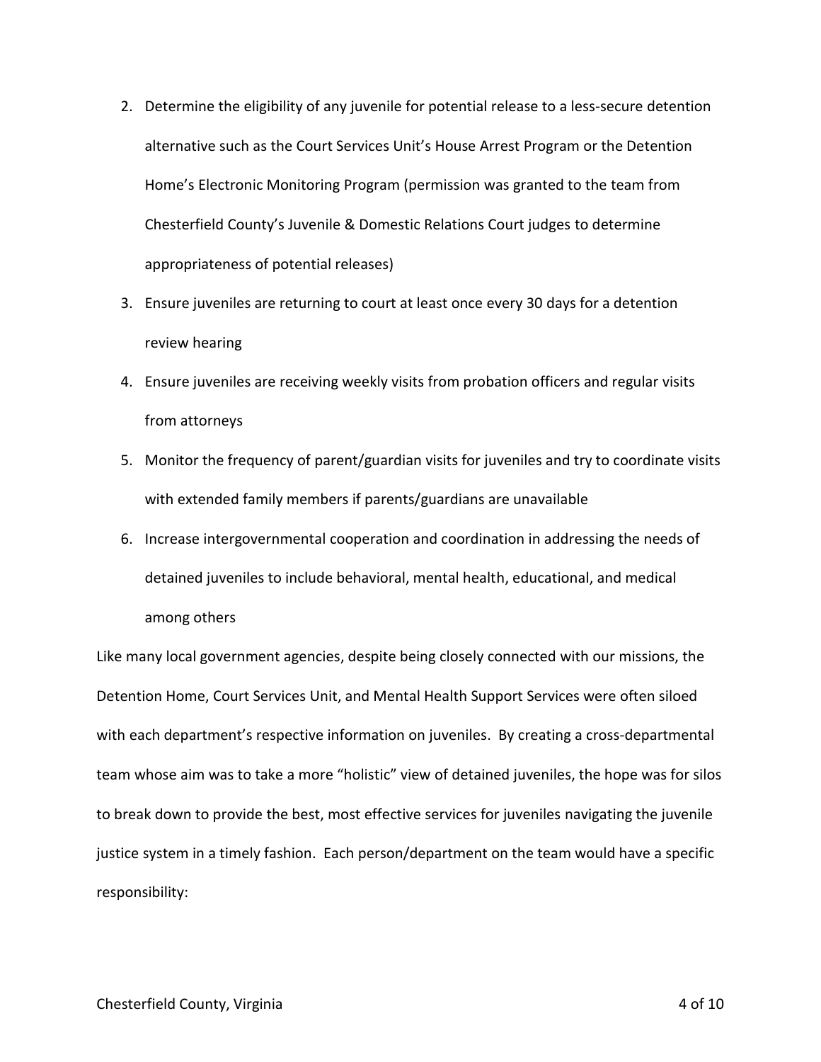2. Determine the eligibility of any juvenile for potential release to a less-secure detention alternative such as the Court Services Unit's House Arrest Program or the Detention Home's Electronic Monitoring Program (permission was granted to the team from Chesterfield County's Juvenile & Domestic Relations Court judges to determine appropriateness of potential releases)
3. Ensure juveniles are returning to court at least once every 30 days for a detention review hearing
4. Ensure juveniles are receiving weekly visits from probation officers and regular visits from attorneys
5. Monitor the frequency of parent/guardian visits for juveniles and try to coordinate visits with extended family members if parents/guardians are unavailable
6. Increase intergovernmental cooperation and coordination in addressing the needs of detained juveniles to include behavioral, mental health, educational, and medical among others

Like many local government agencies, despite being closely connected with our missions, the Detention Home, Court Services Unit, and Mental Health Support Services were often siloed with each department's respective information on juveniles. By creating a cross-departmental team whose aim was to take a more "holistic" view of detained juveniles, the hope was for silos to break down to provide the best, most effective services for juveniles navigating the juvenile justice system in a timely fashion. Each person/department on the team would have a specific responsibility: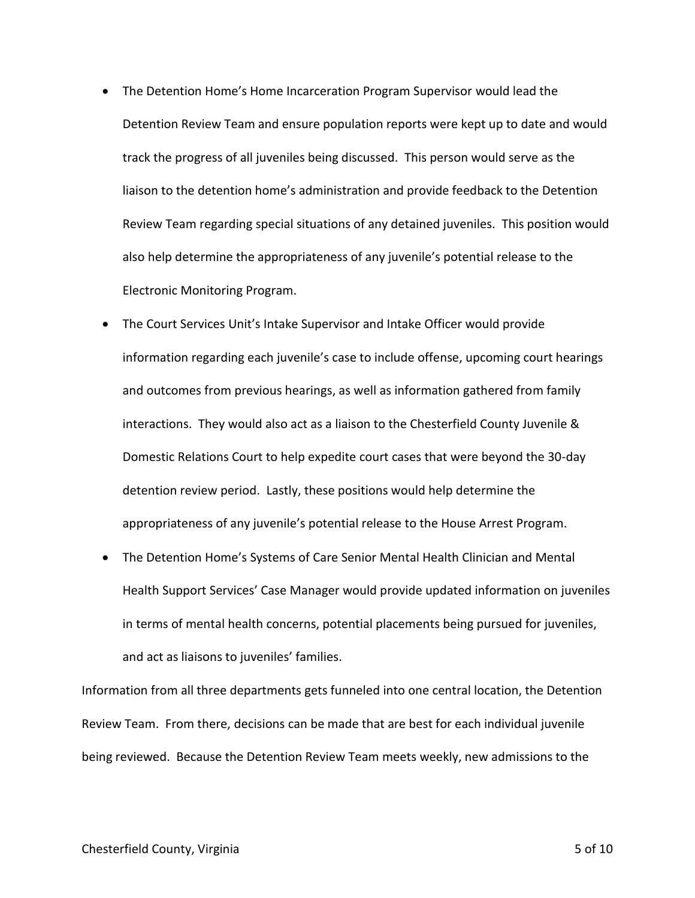- The Detention Home's Home Incarceration Program Supervisor would lead the Detention Review Team and ensure population reports were kept up to date and would track the progress of all juveniles being discussed. This person would serve as the liaison to the detention home's administration and provide feedback to the Detention Review Team regarding special situations of any detained juveniles. This position would also help determine the appropriateness of any juvenile's potential release to the Electronic Monitoring Program.
- The Court Services Unit's Intake Supervisor and Intake Officer would provide information regarding each juvenile's case to include offense, upcoming court hearings and outcomes from previous hearings, as well as information gathered from family interactions. They would also act as a liaison to the Chesterfield County Juvenile & Domestic Relations Court to help expedite court cases that were beyond the 30-day detention review period. Lastly, these positions would help determine the appropriateness of any juvenile's potential release to the House Arrest Program.
- The Detention Home's Systems of Care Senior Mental Health Clinician and Mental Health Support Services' Case Manager would provide updated information on juveniles in terms of mental health concerns, potential placements being pursued for juveniles, and act as liaisons to juveniles' families.

Information from all three departments gets funneled into one central location, the Detention Review Team. From there, decisions can be made that are best for each individual juvenile being reviewed. Because the Detention Review Team meets weekly, new admissions to the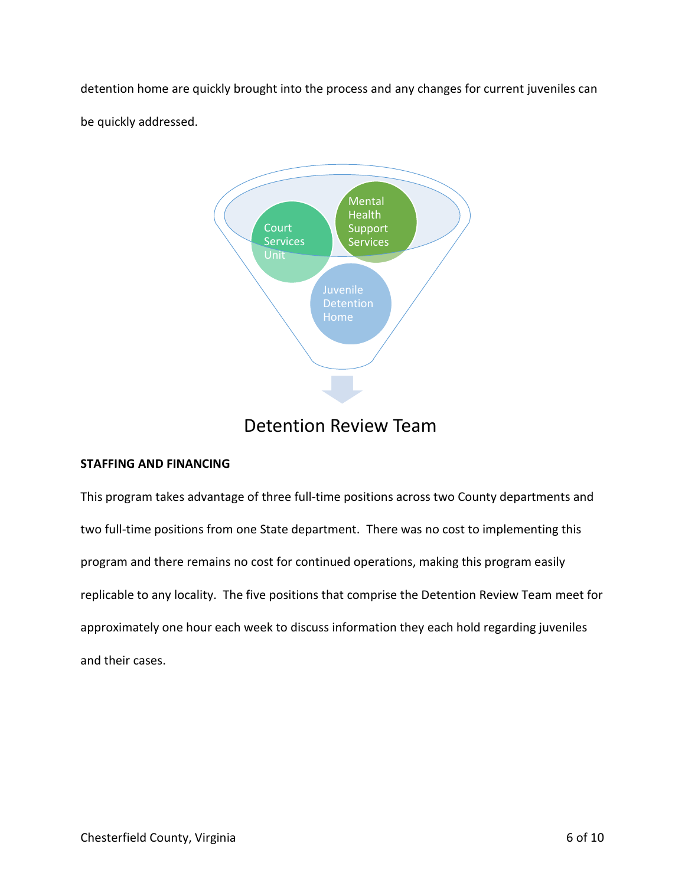detention home are quickly brought into the process and any changes for current juveniles can be quickly addressed.

Court Services Unit

Mental Health Support Services

Juvenile Detention Home

Detention Review Team

**STAFFING AND FINANCING**

This program takes advantage of three full-time positions across two County departments and two full-time positions from one State department. There was no cost to implementing this program and there remains no cost for continued operations, making this program easily replicable to any locality. The five positions that comprise the Detention Review Team meet for approximately one hour each week to discuss information they each hold regarding juveniles and their cases.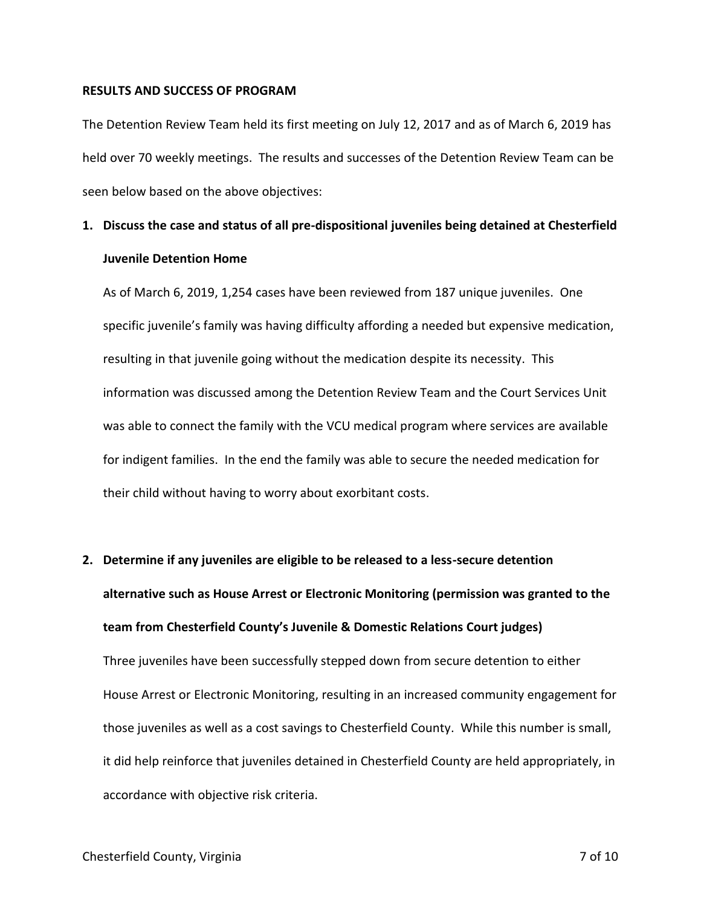**RESULTS AND SUCCESS OF PROGRAM**

The Detention Review Team held its first meeting on July 12, 2017 and as of March 6, 2019 has held over 70 weekly meetings. The results and successes of the Detention Review Team can be seen below based on the above objectives:

1. **Discuss the case and status of all pre-dispositional juveniles being detained at Chesterfield Juvenile Detention Home**

   As of March 6, 2019, 1,254 cases have been reviewed from 187 unique juveniles. One specific juvenile's family was having difficulty affording a needed but expensive medication, resulting in that juvenile going without the medication despite its necessity. This information was discussed among the Detention Review Team and the Court Services Unit was able to connect the family with the VCU medical program where services are available for indigent families. In the end the family was able to secure the needed medication for their child without having to worry about exorbitant costs.

2. **Determine if any juveniles are eligible to be released to a less-secure detention alternative such as House Arrest or Electronic Monitoring (permission was granted to the team from Chesterfield County's Juvenile & Domestic Relations Court judges)**

   Three juveniles have been successfully stepped down from secure detention to either House Arrest or Electronic Monitoring, resulting in an increased community engagement for those juveniles as well as a cost savings to Chesterfield County. While this number is small, it did help reinforce that juveniles detained in Chesterfield County are held appropriately, in accordance with objective risk criteria.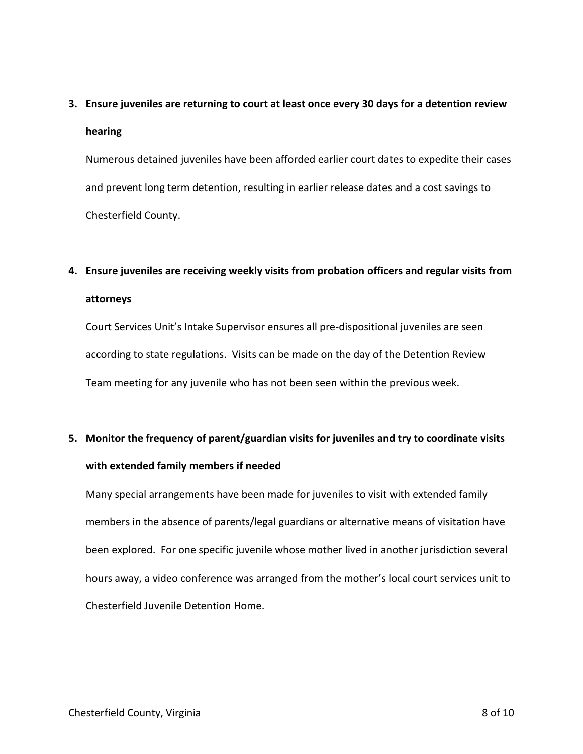3. **Ensure juveniles are returning to court at least once every 30 days for a detention review hearing**

   Numerous detained juveniles have been afforded earlier court dates to expedite their cases and prevent long term detention, resulting in earlier release dates and a cost savings to Chesterfield County.

4. **Ensure juveniles are receiving weekly visits from probation officers and regular visits from attorneys**

   Court Services Unit's Intake Supervisor ensures all pre-dispositional juveniles are seen according to state regulations. Visits can be made on the day of the Detention Review Team meeting for any juvenile who has not been seen within the previous week.

5. **Monitor the frequency of parent/guardian visits for juveniles and try to coordinate visits with extended family members if needed**

   Many special arrangements have been made for juveniles to visit with extended family members in the absence of parents/legal guardians or alternative means of visitation have been explored. For one specific juvenile whose mother lived in another jurisdiction several hours away, a video conference was arranged from the mother's local court services unit to Chesterfield Juvenile Detention Home.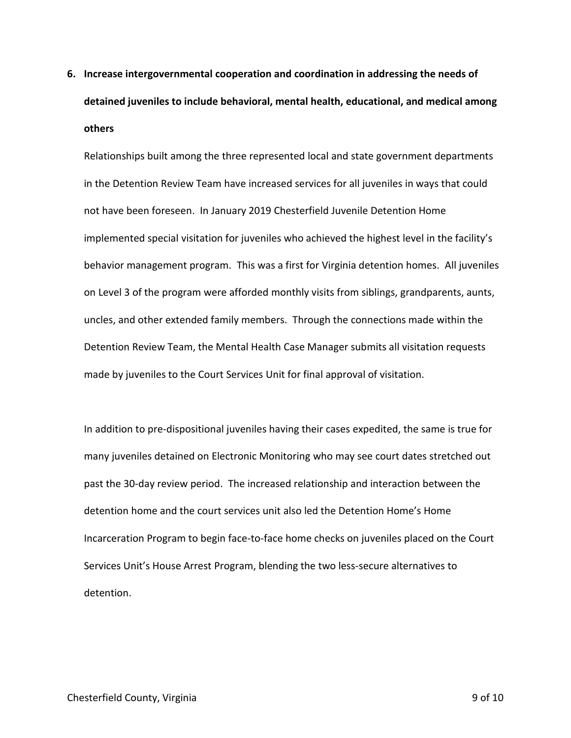**6. Increase intergovernmental cooperation and coordination in addressing the needs of detained juveniles to include behavioral, mental health, educational, and medical among others**

Relationships built among the three represented local and state government departments in the Detention Review Team have increased services for all juveniles in ways that could not have been foreseen. In January 2019 Chesterfield Juvenile Detention Home implemented special visitation for juveniles who achieved the highest level in the facility's behavior management program. This was a first for Virginia detention homes. All juveniles on Level 3 of the program were afforded monthly visits from siblings, grandparents, aunts, uncles, and other extended family members. Through the connections made within the Detention Review Team, the Mental Health Case Manager submits all visitation requests made by juveniles to the Court Services Unit for final approval of visitation.

In addition to pre-dispositional juveniles having their cases expedited, the same is true for many juveniles detained on Electronic Monitoring who may see court dates stretched out past the 30-day review period. The increased relationship and interaction between the detention home and the court services unit also led the Detention Home's Home Incarceration Program to begin face-to-face home checks on juveniles placed on the Court Services Unit's House Arrest Program, blending the two less-secure alternatives to detention.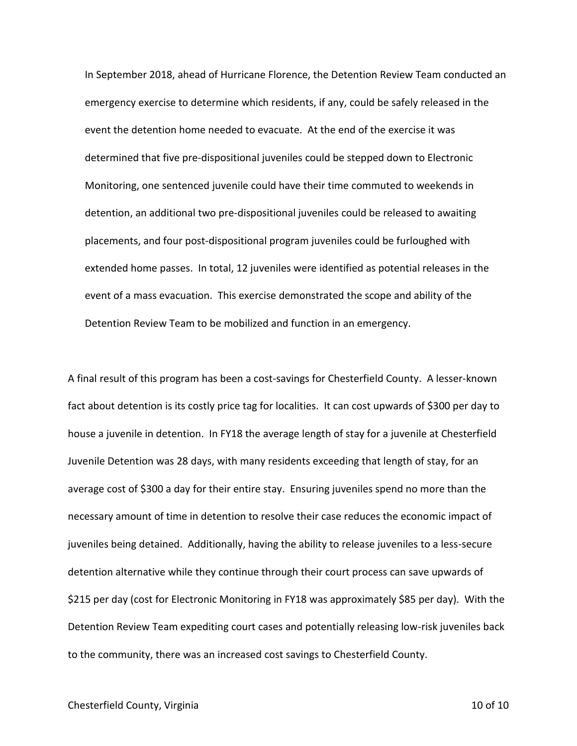In September 2018, ahead of Hurricane Florence, the Detention Review Team conducted an emergency exercise to determine which residents, if any, could be safely released in the event the detention home needed to evacuate. At the end of the exercise it was determined that five pre-dispositional juveniles could be stepped down to Electronic Monitoring, one sentenced juvenile could have their time commuted to weekends in detention, an additional two pre-dispositional juveniles could be released to awaiting placements, and four post-dispositional program juveniles could be furloughed with extended home passes. In total, 12 juveniles were identified as potential releases in the event of a mass evacuation. This exercise demonstrated the scope and ability of the Detention Review Team to be mobilized and function in an emergency.

A final result of this program has been a cost-savings for Chesterfield County. A lesser-known fact about detention is its costly price tag for localities. It can cost upwards of $300 per day to house a juvenile in detention. In FY18 the average length of stay for a juvenile at Chesterfield Juvenile Detention was 28 days, with many residents exceeding that length of stay, for an average cost of $300 a day for their entire stay. Ensuring juveniles spend no more than the necessary amount of time in detention to resolve their case reduces the economic impact of juveniles being detained. Additionally, having the ability to release juveniles to a less-secure detention alternative while they continue through their court process can save upwards of $215 per day (cost for Electronic Monitoring in FY18 was approximately $85 per day). With the Detention Review Team expediting court cases and potentially releasing low-risk juveniles back to the community, there was an increased cost savings to Chesterfield County.